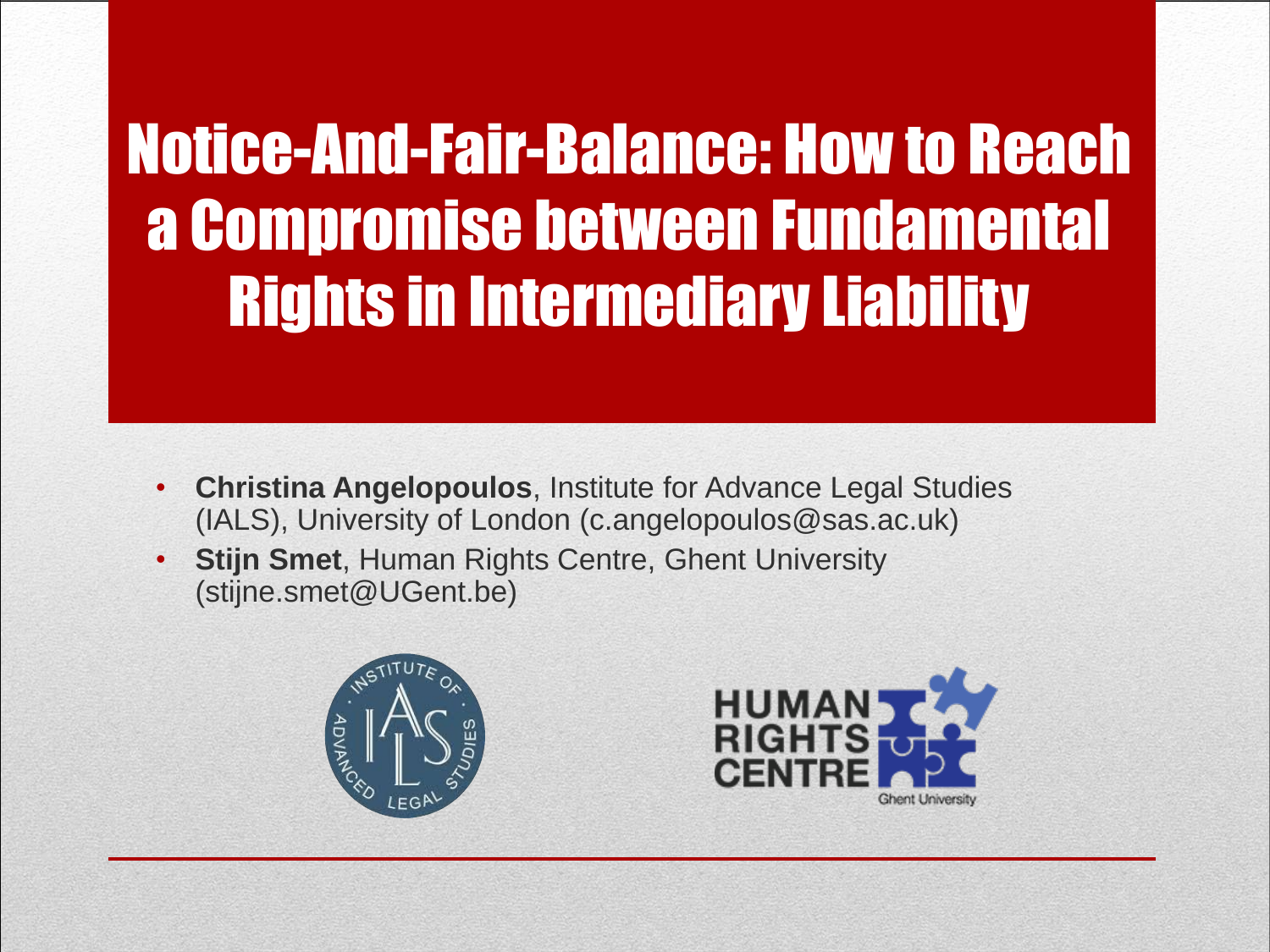# Notice-And-Fair-Balance: How to Reach a Compromise between Fundamental Rights in Intermediary Liability

- **Christina Angelopoulos**, Institute for Advance Legal Studies (IALS), University of London (c.angelopoulos@sas.ac.uk)
- **Stijn Smet**, Human Rights Centre, Ghent University (stijne.smet@UGent.be)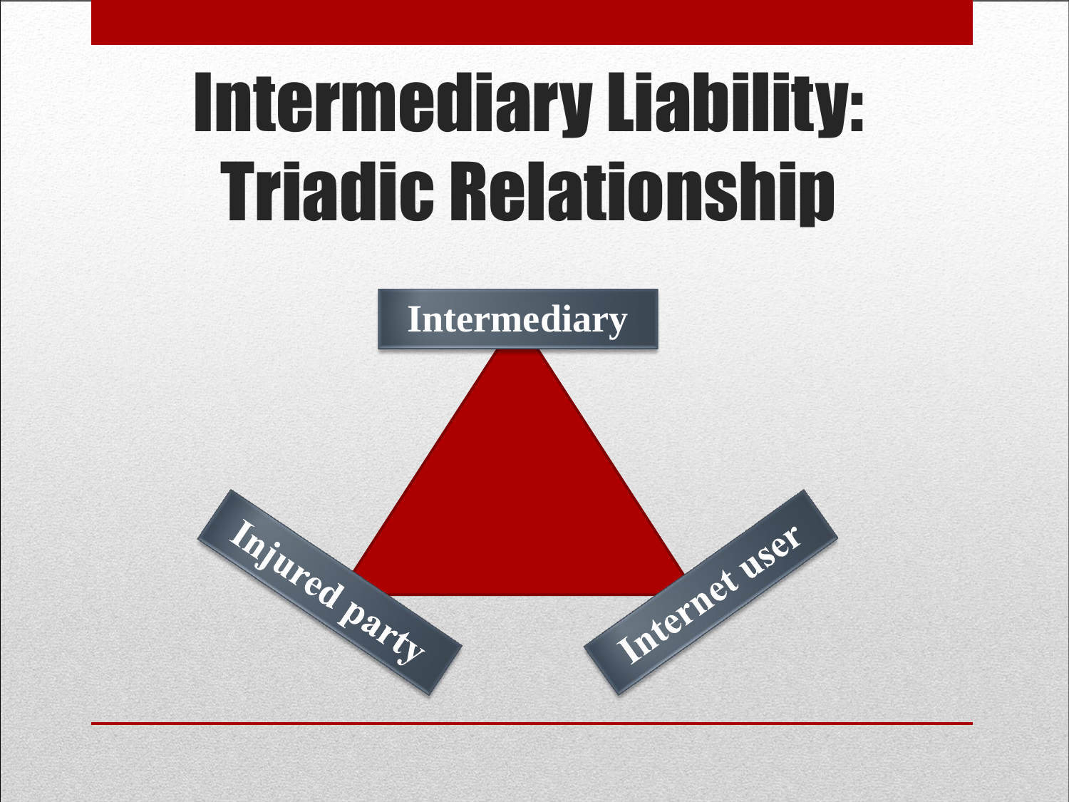# Intermediary Liability: Triadic Relationship

Intermediary

Injured party

Internet user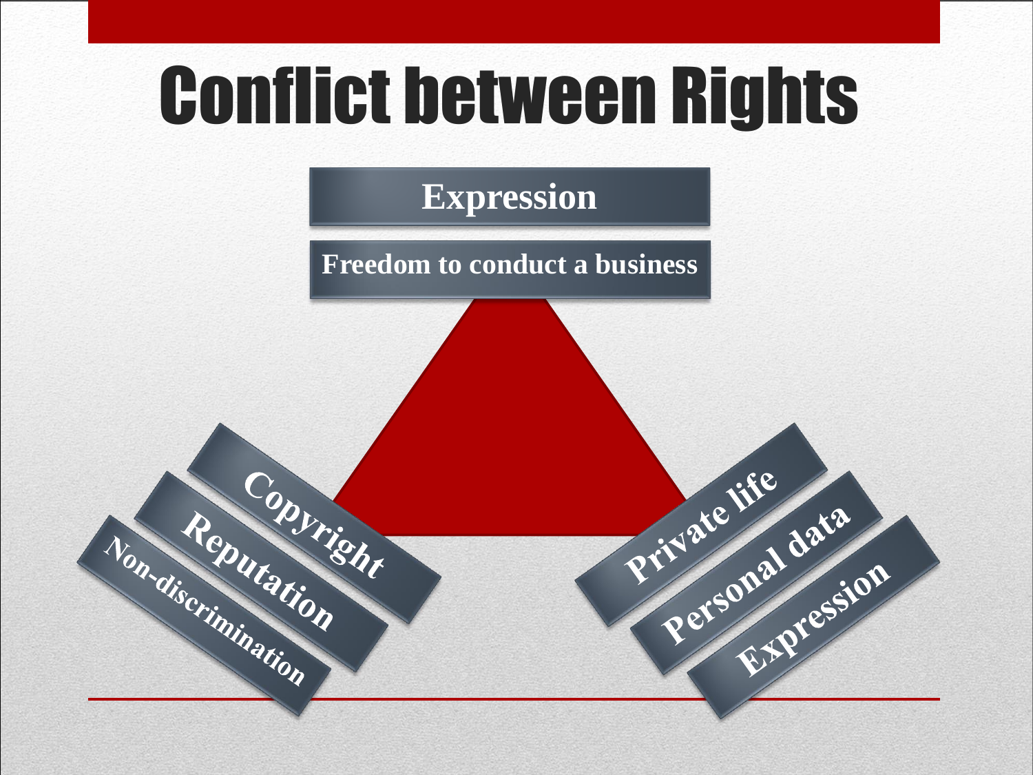# Conflict between Rights

- Expression
- Freedom to conduct a business

- Copyright
- Reputation
- Non-discrimination

- Private life
- Personal data
- Expression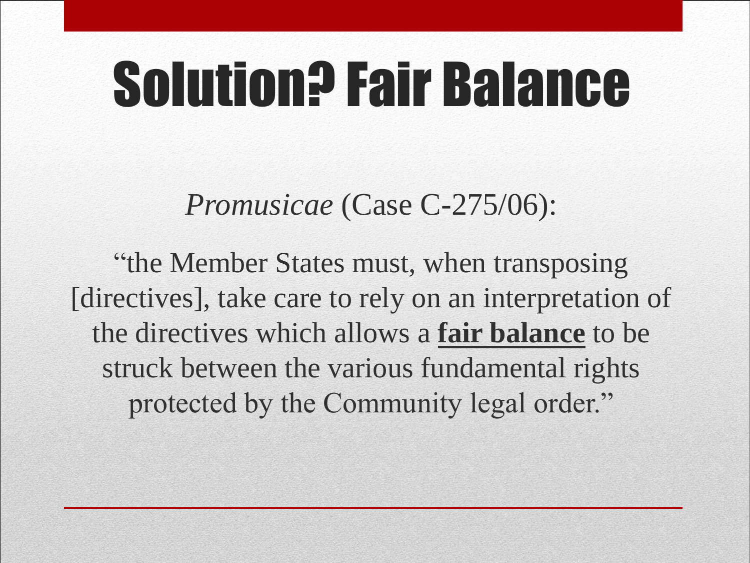# Solution? Fair Balance

*Promusicae* (Case C-275/06):

"the Member States must, when transposing [directives], take care to rely on an interpretation of the directives which allows a **fair balance** to be struck between the various fundamental rights protected by the Community legal order."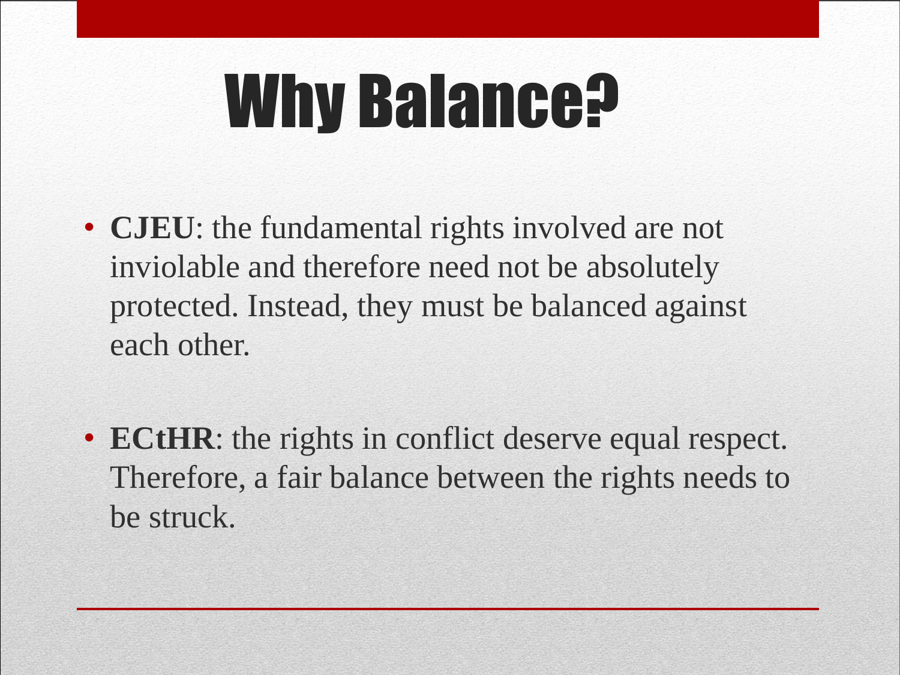# Why Balance?

- **CJEU**: the fundamental rights involved are not inviolable and therefore need not be absolutely protected. Instead, they must be balanced against each other.

- **ECtHR**: the rights in conflict deserve equal respect. Therefore, a fair balance between the rights needs to be struck.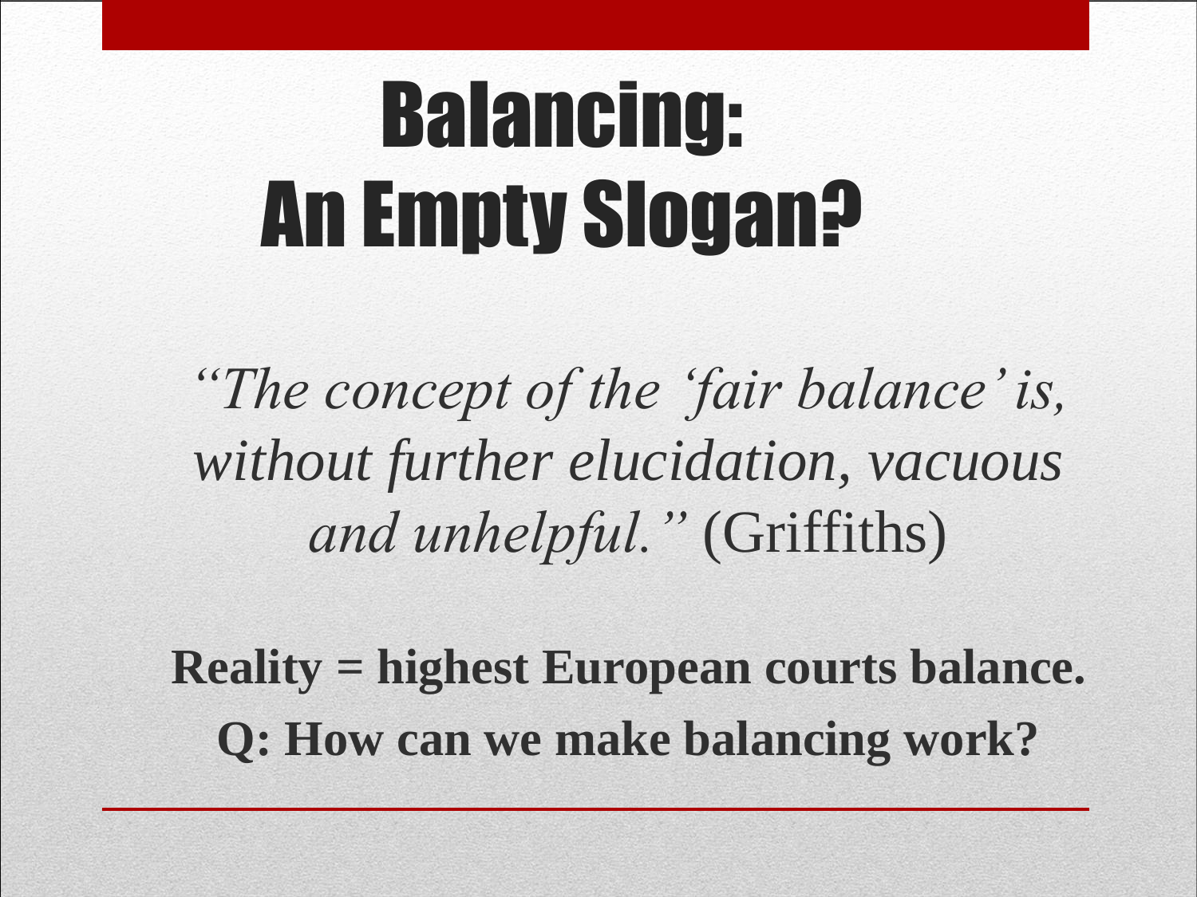# Balancing: An Empty Slogan?

*"The concept of the 'fair balance' is, without further elucidation, vacuous and unhelpful."* (Griffiths)

**Reality = highest European courts balance.**

**Q: How can we make balancing work?**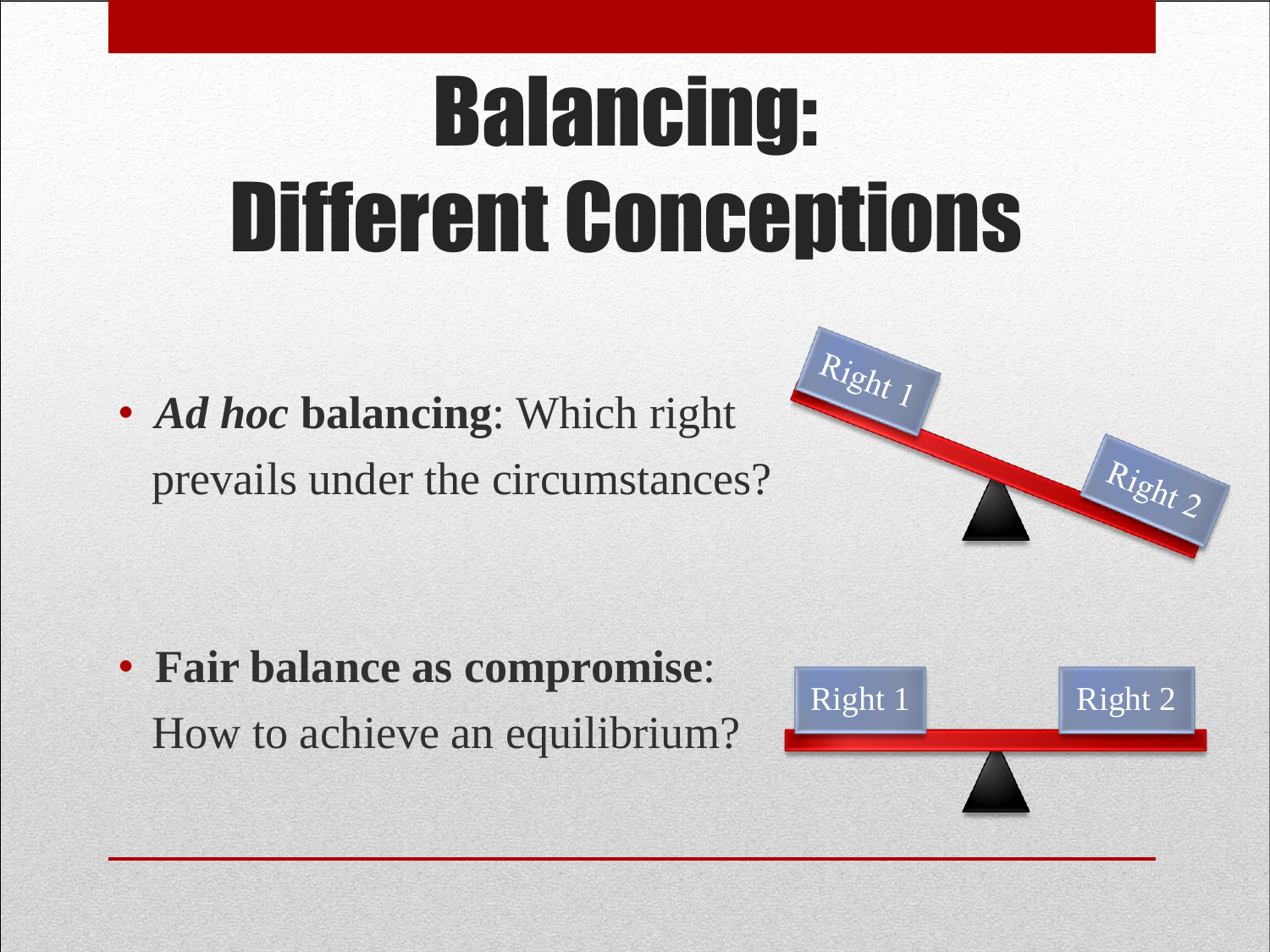# Balancing: Different Conceptions

- ***Ad hoc* balancing**: Which right prevails under the circumstances?

Right 1

Right 2

- **Fair balance as compromise**: How to achieve an equilibrium?

Right 1

Right 2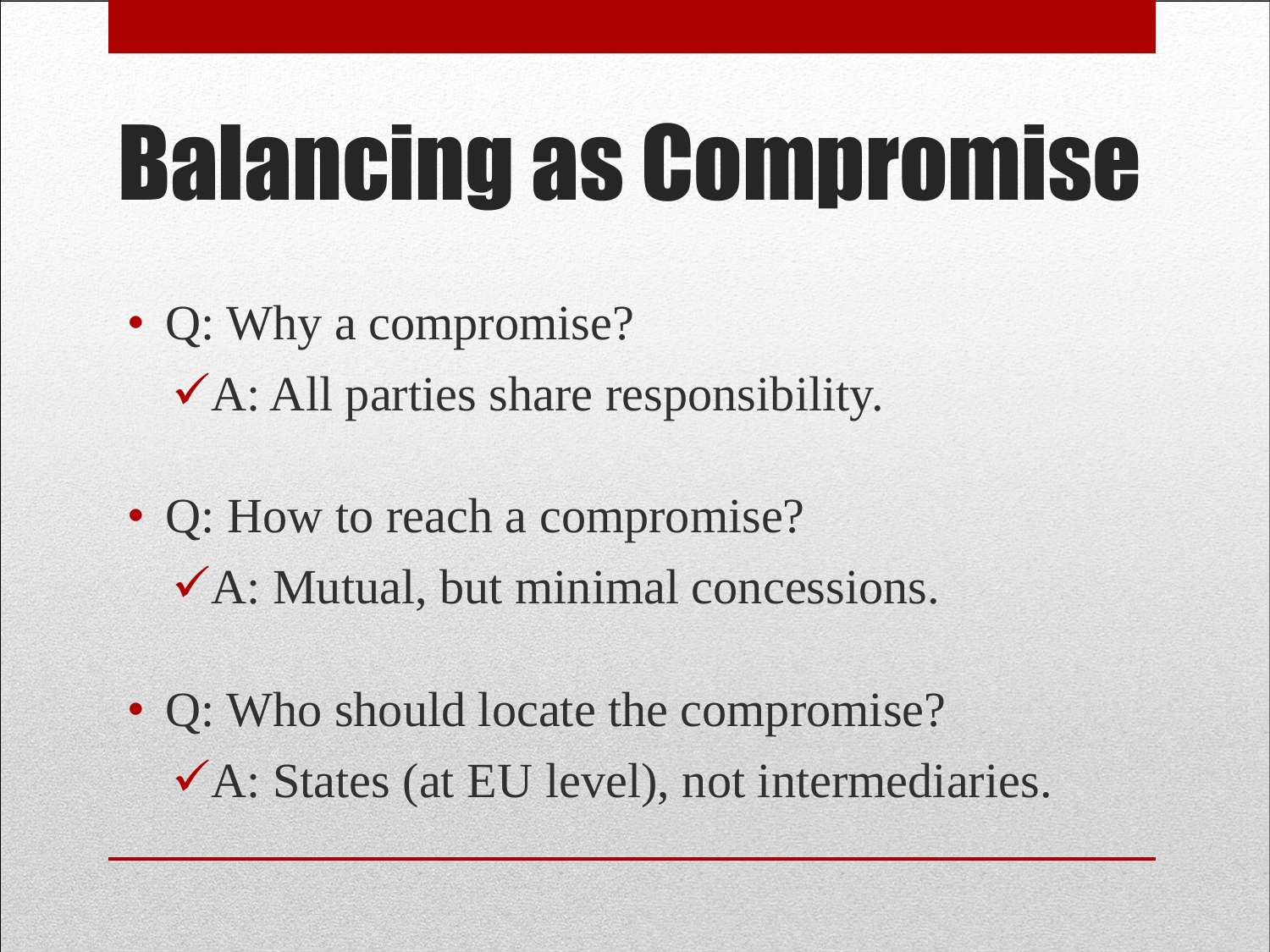# Balancing as Compromise

- Q: Why a compromise?
  - ✓A: All parties share responsibility.

- Q: How to reach a compromise?
  - ✓A: Mutual, but minimal concessions.

- Q: Who should locate the compromise?
  - ✓A: States (at EU level), not intermediaries.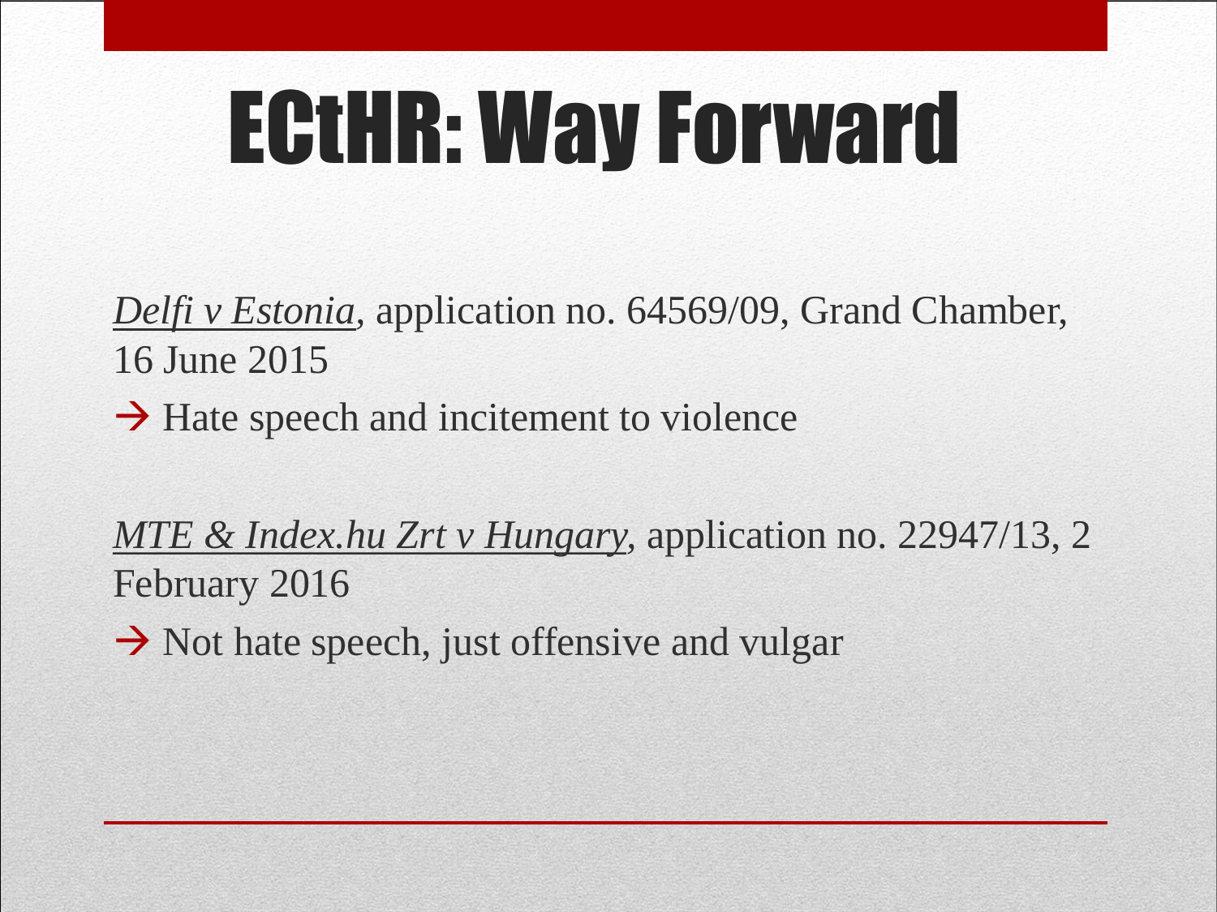# ECtHR: Way Forward

*Delfi v Estonia*, application no. 64569/09, Grand Chamber, 16 June 2015

→ Hate speech and incitement to violence

*MTE & Index.hu Zrt v Hungary*, application no. 22947/13, 2 February 2016

→ Not hate speech, just offensive and vulgar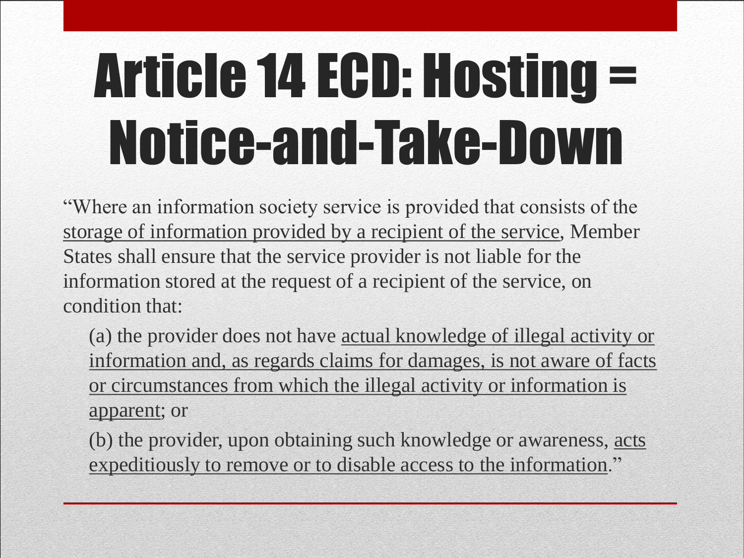# Article 14 ECD: Hosting = Notice-and-Take-Down

"Where an information society service is provided that consists of the <u>storage of information provided by a recipient of the service</u>, Member States shall ensure that the service provider is not liable for the information stored at the request of a recipient of the service, on condition that:

(a) the provider does not have <u>actual knowledge of illegal activity or information and, as regards claims for damages, is not aware of facts or circumstances from which the illegal activity or information is apparent</u>; or

(b) the provider, upon obtaining such knowledge or awareness, <u>acts expeditiously to remove or to disable access to the information</u>."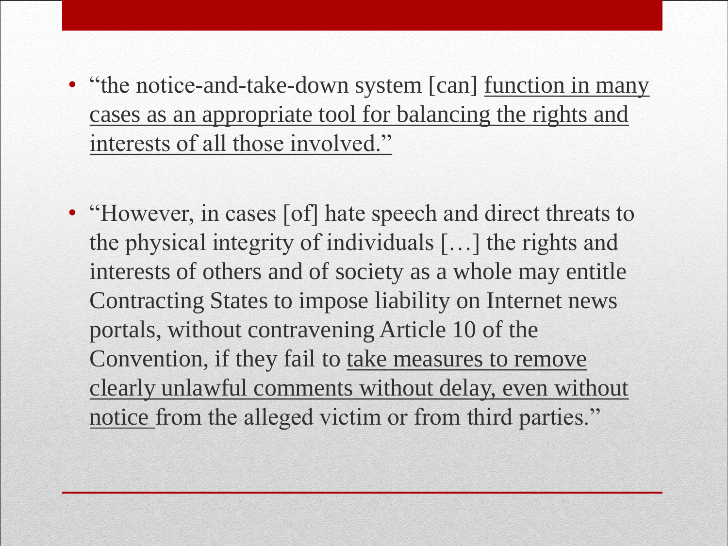- "the notice-and-take-down system [can] function in many cases as an appropriate tool for balancing the rights and interests of all those involved."

- "However, in cases [of] hate speech and direct threats to the physical integrity of individuals […] the rights and interests of others and of society as a whole may entitle Contracting States to impose liability on Internet news portals, without contravening Article 10 of the Convention, if they fail to take measures to remove clearly unlawful comments without delay, even without notice from the alleged victim or from third parties."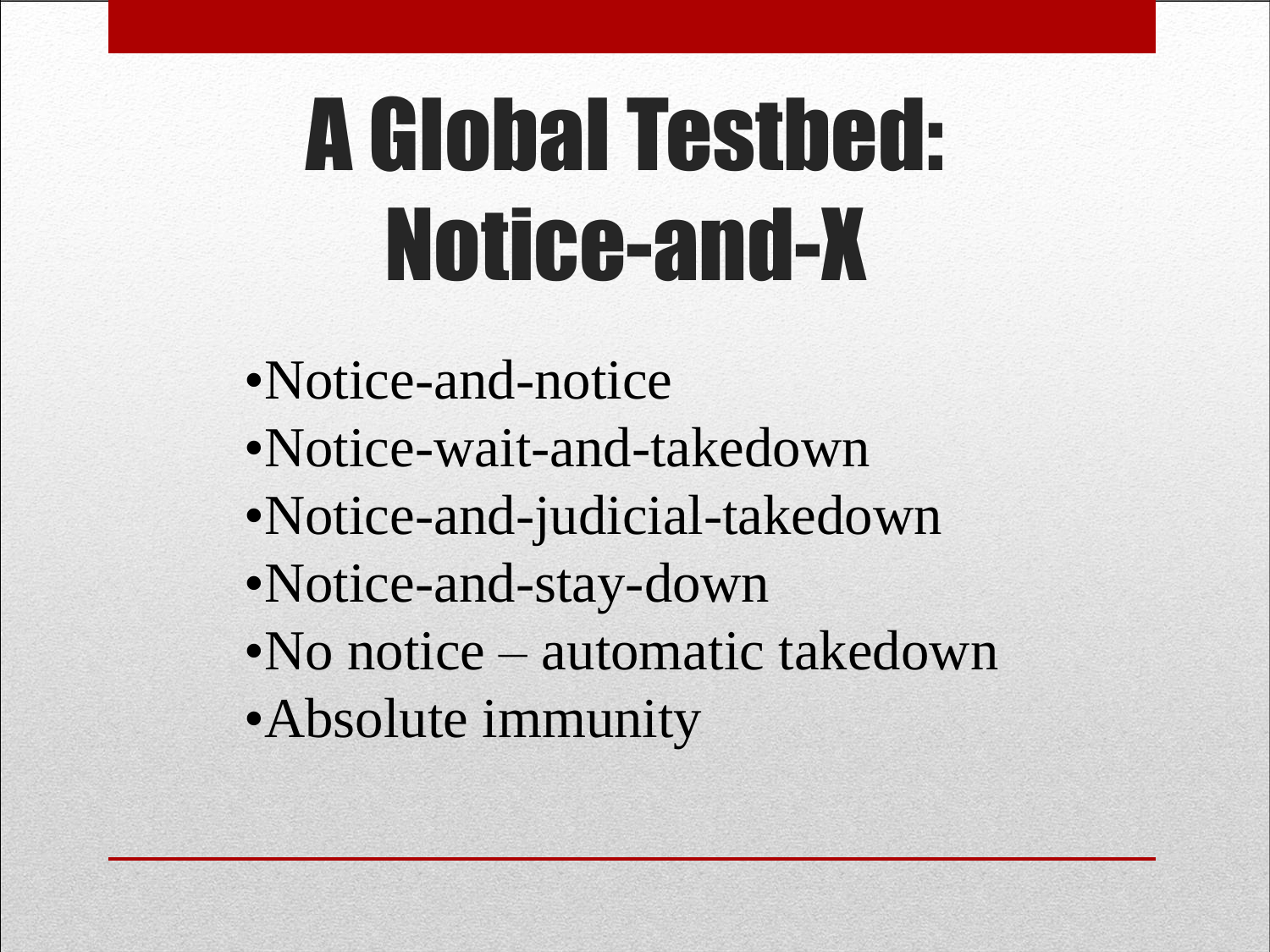# A Global Testbed: Notice-and-X

- Notice-and-notice
- Notice-wait-and-takedown
- Notice-and-judicial-takedown
- Notice-and-stay-down
- No notice – automatic takedown
- Absolute immunity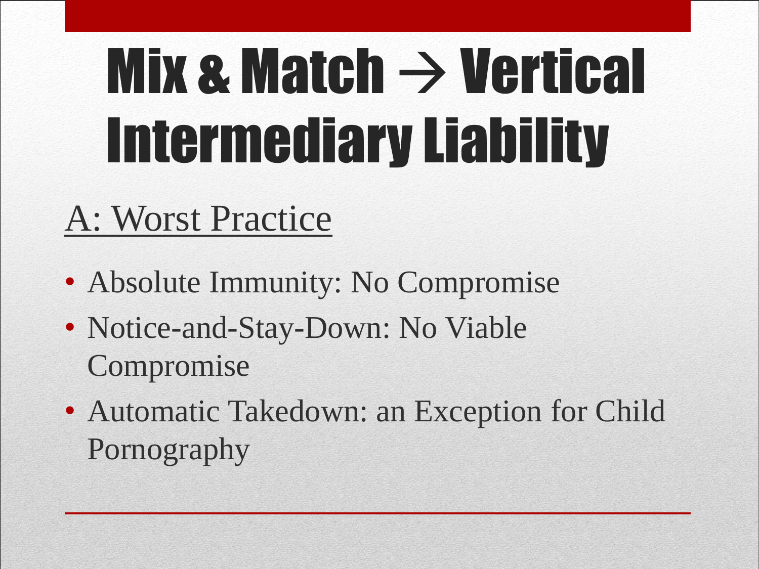# Mix & Match → Vertical Intermediary Liability

## A: Worst Practice

- Absolute Immunity: No Compromise
- Notice-and-Stay-Down: No Viable Compromise
- Automatic Takedown: an Exception for Child Pornography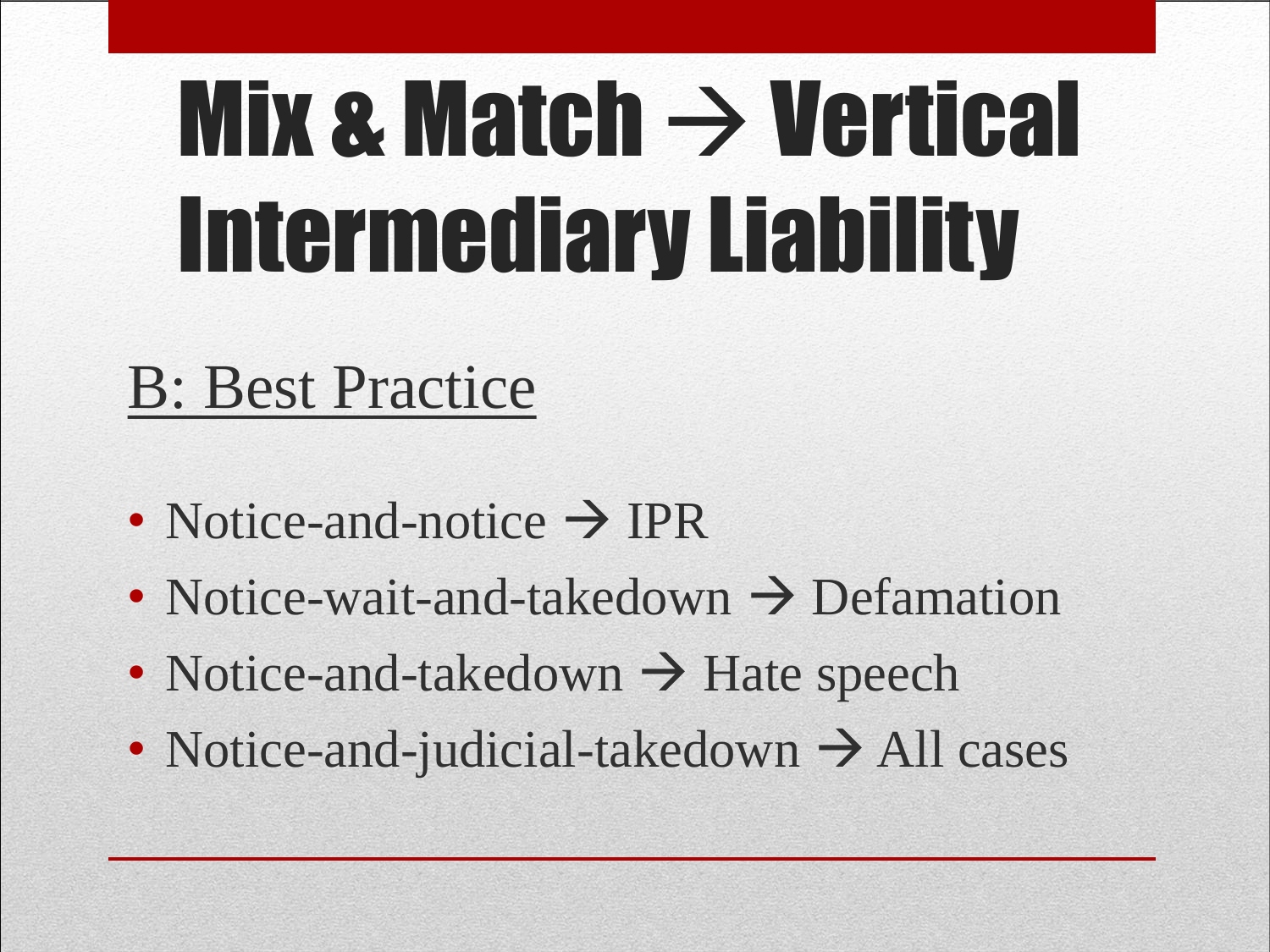# Mix & Match → Vertical Intermediary Liability

## B: Best Practice

- Notice-and-notice → IPR
- Notice-wait-and-takedown → Defamation
- Notice-and-takedown → Hate speech
- Notice-and-judicial-takedown → All cases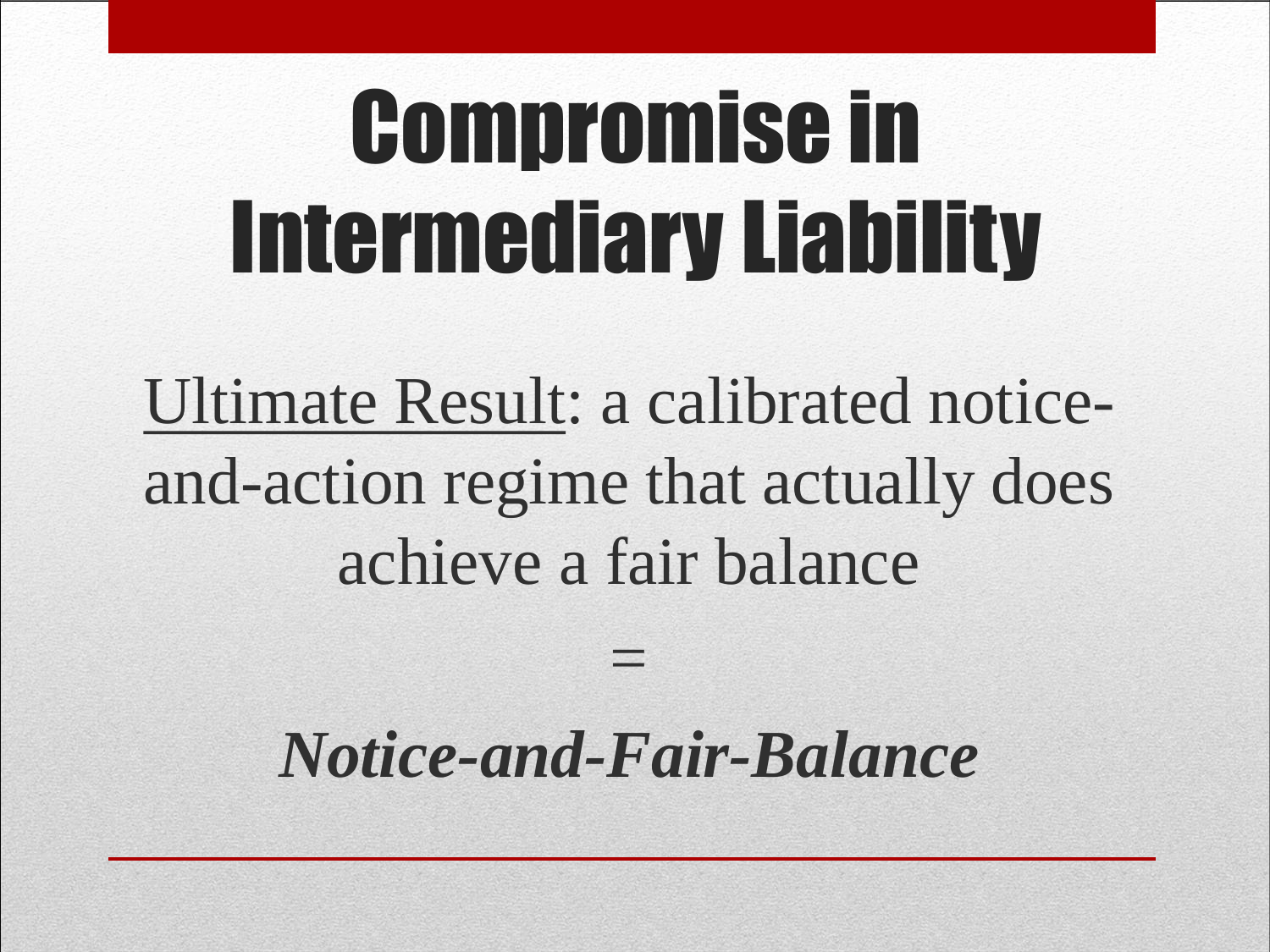# Compromise in Intermediary Liability

Ultimate Result: a calibrated notice-and-action regime that actually does achieve a fair balance

=

***Notice-and-Fair-Balance***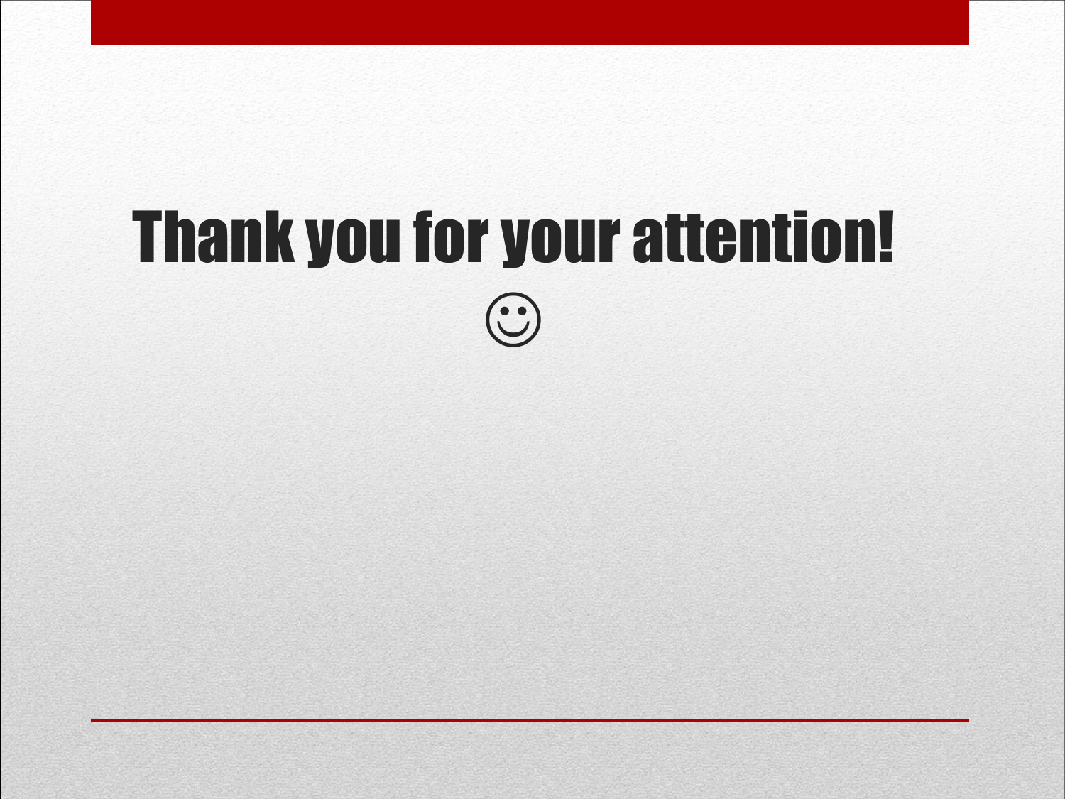# Thank you for your attention!

☺